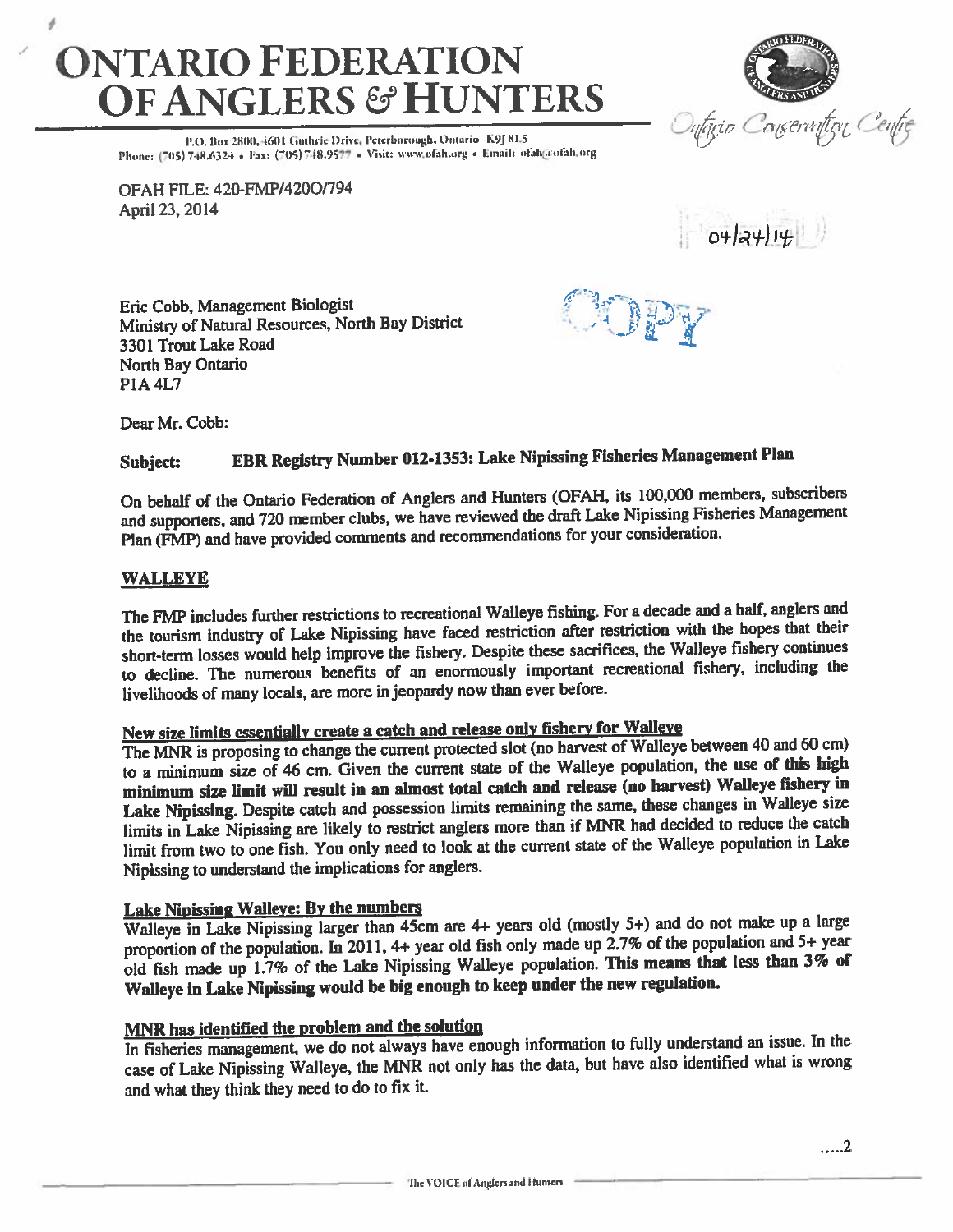# ONTARIO FEDERATION OF ANGLERS & HUNTERS

P.O. Box 2800, 4601 Guthrie Drive, Peterborough, Ontario K9J 8L5
Phone: (705) 748.6324 • Fax: (705) 748.9577 • Visit: www.ofah.org • Email: ofah@ofah.org

Ontario Conservation Centre

OFAH FILE: 420-FMP/4200/794
April 23, 2014

04/24/14

COPY

Eric Cobb, Management Biologist
Ministry of Natural Resources, North Bay District
3301 Trout Lake Road
North Bay Ontario
P1A 4L7

Dear Mr. Cobb:

**Subject: EBR Registry Number 012-1353: Lake Nipissing Fisheries Management Plan**

On behalf of the Ontario Federation of Anglers and Hunters (OFAH, its 100,000 members, subscribers and supporters, and 720 member clubs, we have reviewed the draft Lake Nipissing Fisheries Management Plan (FMP) and have provided comments and recommendations for your consideration.

## WALLEYE

The FMP includes further restrictions to recreational Walleye fishing. For a decade and a half, anglers and the tourism industry of Lake Nipissing have faced restriction after restriction with the hopes that their short-term losses would help improve the fishery. Despite these sacrifices, the Walleye fishery continues to decline. The numerous benefits of an enormously important recreational fishery, including the livelihoods of many locals, are more in jeopardy now than ever before.

### New size limits essentially create a catch and release only fishery for Walleye

The MNR is proposing to change the current protected slot (no harvest of Walleye between 40 and 60 cm) to a minimum size of 46 cm. Given the current state of the Walleye population, **the use of this high minimum size limit will result in an almost total catch and release (no harvest) Walleye fishery in Lake Nipissing.** Despite catch and possession limits remaining the same, these changes in Walleye size limits in Lake Nipissing are likely to restrict anglers more than if MNR had decided to reduce the catch limit from two to one fish. You only need to look at the current state of the Walleye population in Lake Nipissing to understand the implications for anglers.

### Lake Nipissing Walleye: By the numbers

Walleye in Lake Nipissing larger than 45cm are 4+ years old (mostly 5+) and do not make up a large proportion of the population. In 2011, 4+ year old fish only made up 2.7% of the population and 5+ year old fish made up 1.7% of the Lake Nipissing Walleye population. **This means that less than 3% of Walleye in Lake Nipissing would be big enough to keep under the new regulation.**

### MNR has identified the problem and the solution

In fisheries management, we do not always have enough information to fully understand an issue. In the case of Lake Nipissing Walleye, the MNR not only has the data, but have also identified what is wrong and what they think they need to do to fix it.

.....2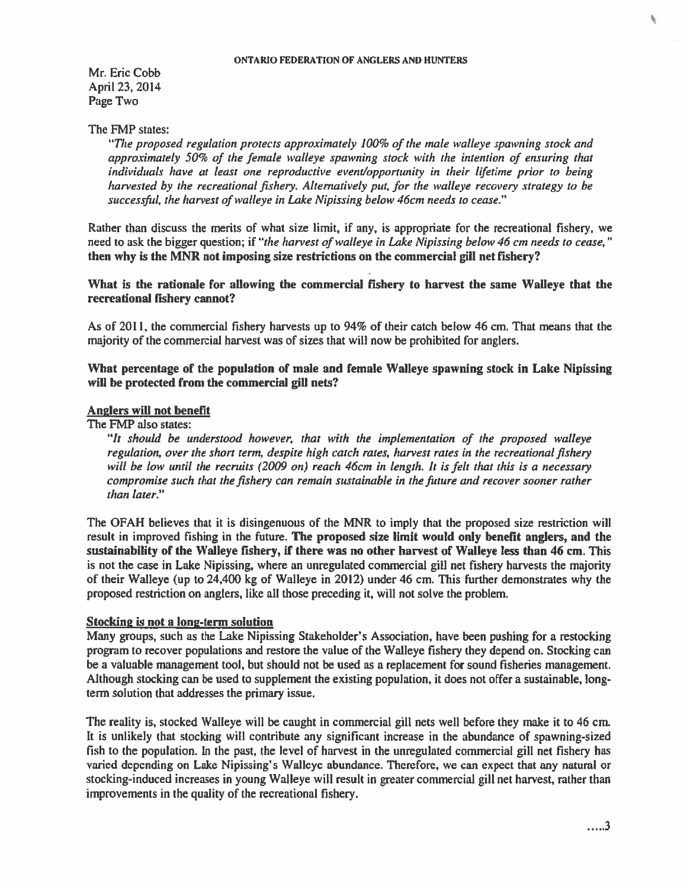Mr. Eric Cobb
April 23, 2014
Page Two

The FMP states:

> *"The proposed regulation protects approximately 100% of the male walleye spawning stock and approximately 50% of the female walleye spawning stock with the intention of ensuring that individuals have at least one reproductive event/opportunity in their lifetime prior to being harvested by the recreational fishery. Alternatively put, for the walleye recovery strategy to be successful, the harvest of walleye in Lake Nipissing below 46cm needs to cease."*

Rather than discuss the merits of what size limit, if any, is appropriate for the recreational fishery, we need to ask the bigger question; if *"the harvest of walleye in Lake Nipissing below 46 cm needs to cease,"* **then why is the MNR not imposing size restrictions on the commercial gill net fishery?**

**What is the rationale for allowing the commercial fishery to harvest the same Walleye that the recreational fishery cannot?**

As of 2011, the commercial fishery harvests up to 94% of their catch below 46 cm. That means that the majority of the commercial harvest was of sizes that will now be prohibited for anglers.

**What percentage of the population of male and female Walleye spawning stock in Lake Nipissing will be protected from the commercial gill nets?**

**Anglers will not benefit**

The FMP also states:

> *"It should be understood however, that with the implementation of the proposed walleye regulation, over the short term, despite high catch rates, harvest rates in the recreational fishery will be low until the recruits (2009 on) reach 46cm in length. It is felt that this is a necessary compromise such that the fishery can remain sustainable in the future and recover sooner rather than later."*

The OFAH believes that it is disingenuous of the MNR to imply that the proposed size restriction will result in improved fishing in the future. **The proposed size limit would only benefit anglers, and the sustainability of the Walleye fishery, if there was no other harvest of Walleye less than 46 cm.** This is not the case in Lake Nipissing, where an unregulated commercial gill net fishery harvests the majority of their Walleye (up to 24,400 kg of Walleye in 2012) under 46 cm. This further demonstrates why the proposed restriction on anglers, like all those preceding it, will not solve the problem.

**Stocking is not a long-term solution**

Many groups, such as the Lake Nipissing Stakeholder's Association, have been pushing for a restocking program to recover populations and restore the value of the Walleye fishery they depend on. Stocking can be a valuable management tool, but should not be used as a replacement for sound fisheries management. Although stocking can be used to supplement the existing population, it does not offer a sustainable, long-term solution that addresses the primary issue.

The reality is, stocked Walleye will be caught in commercial gill nets well before they make it to 46 cm. It is unlikely that stocking will contribute any significant increase in the abundance of spawning-sized fish to the population. In the past, the level of harvest in the unregulated commercial gill net fishery has varied depending on Lake Nipissing's Walleye abundance. Therefore, we can expect that any natural or stocking-induced increases in young Walleye will result in greater commercial gill net harvest, rather than improvements in the quality of the recreational fishery.

.....3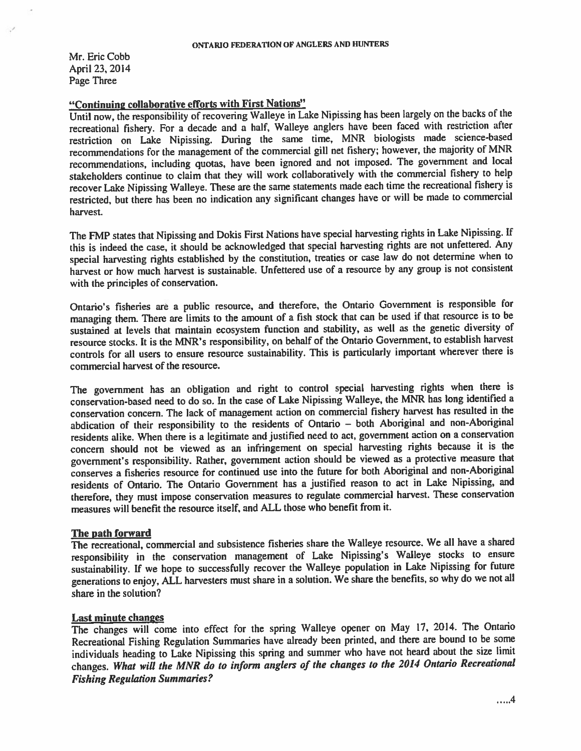Mr. Eric Cobb
April 23, 2014
Page Three

## "Continuing collaborative efforts with First Nations"

Until now, the responsibility of recovering Walleye in Lake Nipissing has been largely on the backs of the recreational fishery. For a decade and a half, Walleye anglers have been faced with restriction after restriction on Lake Nipissing. During the same time, MNR biologists made science-based recommendations for the management of the commercial gill net fishery; however, the majority of MNR recommendations, including quotas, have been ignored and not imposed. The government and local stakeholders continue to claim that they will work collaboratively with the commercial fishery to help recover Lake Nipissing Walleye. These are the same statements made each time the recreational fishery is restricted, but there has been no indication any significant changes have or will be made to commercial harvest.

The FMP states that Nipissing and Dokis First Nations have special harvesting rights in Lake Nipissing. If this is indeed the case, it should be acknowledged that special harvesting rights are not unfettered. Any special harvesting rights established by the constitution, treaties or case law do not determine when to harvest or how much harvest is sustainable. Unfettered use of a resource by any group is not consistent with the principles of conservation.

Ontario's fisheries are a public resource, and therefore, the Ontario Government is responsible for managing them. There are limits to the amount of a fish stock that can be used if that resource is to be sustained at levels that maintain ecosystem function and stability, as well as the genetic diversity of resource stocks. It is the MNR's responsibility, on behalf of the Ontario Government, to establish harvest controls for all users to ensure resource sustainability. This is particularly important wherever there is commercial harvest of the resource.

The government has an obligation and right to control special harvesting rights when there is conservation-based need to do so. In the case of Lake Nipissing Walleye, the MNR has long identified a conservation concern. The lack of management action on commercial fishery harvest has resulted in the abdication of their responsibility to the residents of Ontario – both Aboriginal and non-Aboriginal residents alike. When there is a legitimate and justified need to act, government action on a conservation concern should not be viewed as an infringement on special harvesting rights because it is the government's responsibility. Rather, government action should be viewed as a protective measure that conserves a fisheries resource for continued use into the future for both Aboriginal and non-Aboriginal residents of Ontario. The Ontario Government has a justified reason to act in Lake Nipissing, and therefore, they must impose conservation measures to regulate commercial harvest. These conservation measures will benefit the resource itself, and ALL those who benefit from it.

## The path forward

The recreational, commercial and subsistence fisheries share the Walleye resource. We all have a shared responsibility in the conservation management of Lake Nipissing's Walleye stocks to ensure sustainability. If we hope to successfully recover the Walleye population in Lake Nipissing for future generations to enjoy, ALL harvesters must share in a solution. We share the benefits, so why do we not all share in the solution?

## Last minute changes

The changes will come into effect for the spring Walleye opener on May 17, 2014. The Ontario Recreational Fishing Regulation Summaries have already been printed, and there are bound to be some individuals heading to Lake Nipissing this spring and summer who have not heard about the size limit changes. ***What will the MNR do to inform anglers of the changes to the 2014 Ontario Recreational Fishing Regulation Summaries?***

.....4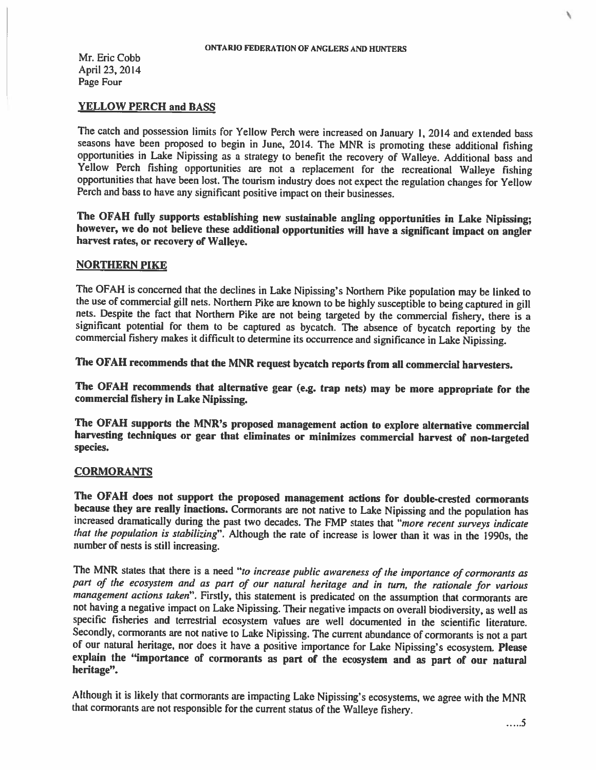## YELLOW PERCH and BASS

The catch and possession limits for Yellow Perch were increased on January 1, 2014 and extended bass seasons have been proposed to begin in June, 2014. The MNR is promoting these additional fishing opportunities in Lake Nipissing as a strategy to benefit the recovery of Walleye. Additional bass and Yellow Perch fishing opportunities are not a replacement for the recreational Walleye fishing opportunities that have been lost. The tourism industry does not expect the regulation changes for Yellow Perch and bass to have any significant positive impact on their businesses.

**The OFAH fully supports establishing new sustainable angling opportunities in Lake Nipissing; however, we do not believe these additional opportunities will have a significant impact on angler harvest rates, or recovery of Walleye.**

## NORTHERN PIKE

The OFAH is concerned that the declines in Lake Nipissing's Northern Pike population may be linked to the use of commercial gill nets. Northern Pike are known to be highly susceptible to being captured in gill nets. Despite the fact that Northern Pike are not being targeted by the commercial fishery, there is a significant potential for them to be captured as bycatch. The absence of bycatch reporting by the commercial fishery makes it difficult to determine its occurrence and significance in Lake Nipissing.

**The OFAH recommends that the MNR request bycatch reports from all commercial harvesters.**

**The OFAH recommends that alternative gear (e.g. trap nets) may be more appropriate for the commercial fishery in Lake Nipissing.**

**The OFAH supports the MNR's proposed management action to explore alternative commercial harvesting techniques or gear that eliminates or minimizes commercial harvest of non-targeted species.**

## CORMORANTS

**The OFAH does not support the proposed management actions for double-crested cormorants because they are really inactions.** Cormorants are not native to Lake Nipissing and the population has increased dramatically during the past two decades. The FMP states that "*more recent surveys indicate that the population is stabilizing*". Although the rate of increase is lower than it was in the 1990s, the number of nests is still increasing.

The MNR states that there is a need "*to increase public awareness of the importance of cormorants as part of the ecosystem and as part of our natural heritage and in turn, the rationale for various management actions taken*". Firstly, this statement is predicated on the assumption that cormorants are not having a negative impact on Lake Nipissing. Their negative impacts on overall biodiversity, as well as specific fisheries and terrestrial ecosystem values are well documented in the scientific literature. Secondly, cormorants are not native to Lake Nipissing. The current abundance of cormorants is not a part of our natural heritage, nor does it have a positive importance for Lake Nipissing's ecosystem. **Please explain the "importance of cormorants as part of the ecosystem and as part of our natural heritage".**

Although it is likely that cormorants are impacting Lake Nipissing's ecosystems, we agree with the MNR that cormorants are not responsible for the current status of the Walleye fishery.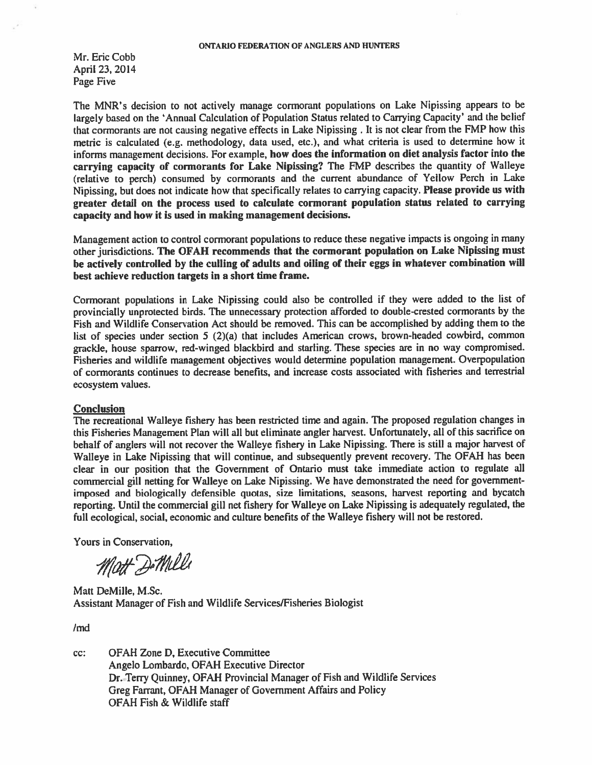Mr. Eric Cobb
April 23, 2014
Page Five

The MNR's decision to not actively manage cormorant populations on Lake Nipissing appears to be largely based on the 'Annual Calculation of Population Status related to Carrying Capacity' and the belief that cormorants are not causing negative effects in Lake Nipissing . It is not clear from the FMP how this metric is calculated (e.g. methodology, data used, etc.), and what criteria is used to determine how it informs management decisions. For example, **how does the information on diet analysis factor into the carrying capacity of cormorants for Lake Nipissing?** The FMP describes the quantity of Walleye (relative to perch) consumed by cormorants and the current abundance of Yellow Perch in Lake Nipissing, but does not indicate how that specifically relates to carrying capacity. **Please provide us with greater detail on the process used to calculate cormorant population status related to carrying capacity and how it is used in making management decisions.**

Management action to control cormorant populations to reduce these negative impacts is ongoing in many other jurisdictions. **The OFAH recommends that the cormorant population on Lake Nipissing must be actively controlled by the culling of adults and oiling of their eggs in whatever combination will best achieve reduction targets in a short time frame.**

Cormorant populations in Lake Nipissing could also be controlled if they were added to the list of provincially unprotected birds. The unnecessary protection afforded to double-crested cormorants by the Fish and Wildlife Conservation Act should be removed. This can be accomplished by adding them to the list of species under section 5 (2)(a) that includes American crows, brown-headed cowbird, common grackle, house sparrow, red-winged blackbird and starling. These species are in no way compromised. Fisheries and wildlife management objectives would determine population management. Overpopulation of cormorants continues to decrease benefits, and increase costs associated with fisheries and terrestrial ecosystem values.

## Conclusion

The recreational Walleye fishery has been restricted time and again. The proposed regulation changes in this Fisheries Management Plan will all but eliminate angler harvest. Unfortunately, all of this sacrifice on behalf of anglers will not recover the Walleye fishery in Lake Nipissing. There is still a major harvest of Walleye in Lake Nipissing that will continue, and subsequently prevent recovery. The OFAH has been clear in our position that the Government of Ontario must take immediate action to regulate all commercial gill netting for Walleye on Lake Nipissing. We have demonstrated the need for government-imposed and biologically defensible quotas, size limitations, seasons, harvest reporting and bycatch reporting. Until the commercial gill net fishery for Walleye on Lake Nipissing is adequately regulated, the full ecological, social, economic and culture benefits of the Walleye fishery will not be restored.

Yours in Conservation,

Matt DeMille

Matt DeMille, M.Sc.
Assistant Manager of Fish and Wildlife Services/Fisheries Biologist

/md

cc: OFAH Zone D, Executive Committee
Angelo Lombardo, OFAH Executive Director
Dr. Terry Quinney, OFAH Provincial Manager of Fish and Wildlife Services
Greg Farrant, OFAH Manager of Government Affairs and Policy
OFAH Fish & Wildlife staff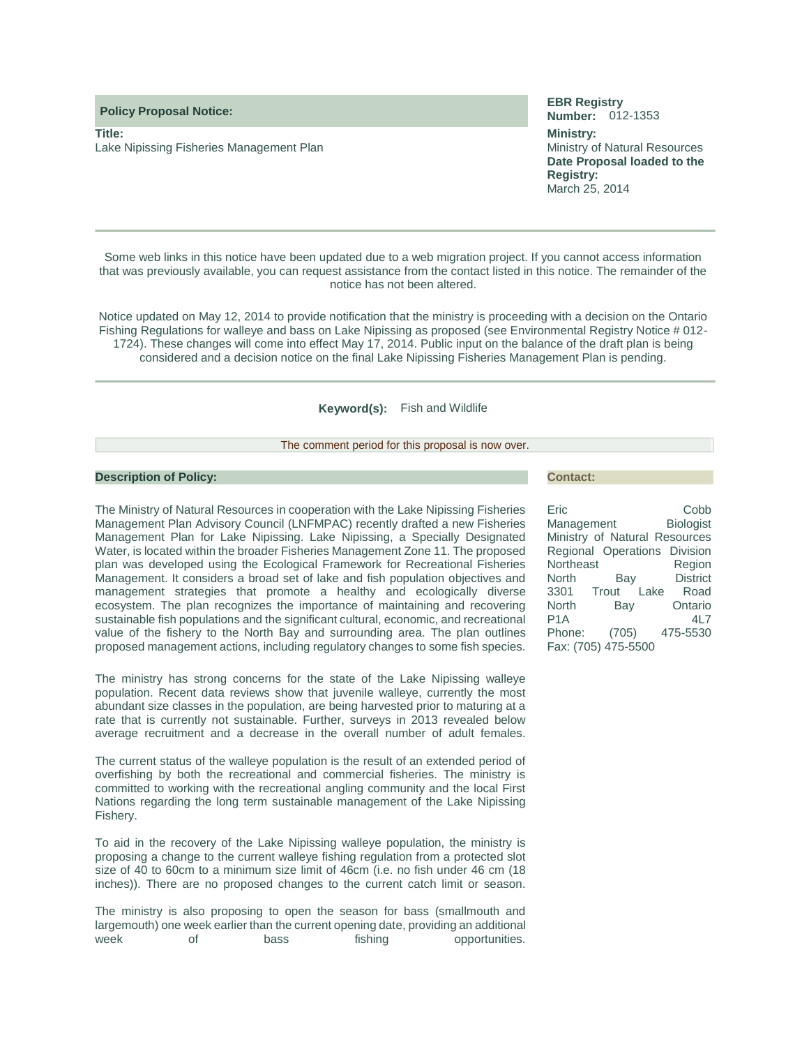**Policy Proposal Notice:**

**Title:**
Lake Nipissing Fisheries Management Plan

**EBR Registry Number:** 012-1353

**Ministry:**
Ministry of Natural Resources

**Date Proposal loaded to the Registry:**
March 25, 2014

---

Some web links in this notice have been updated due to a web migration project. If you cannot access information that was previously available, you can request assistance from the contact listed in this notice. The remainder of the notice has not been altered.

Notice updated on May 12, 2014 to provide notification that the ministry is proceeding with a decision on the Ontario Fishing Regulations for walleye and bass on Lake Nipissing as proposed (see Environmental Registry Notice # 012-1724). These changes will come into effect May 17, 2014. Public input on the balance of the draft plan is being considered and a decision notice on the final Lake Nipissing Fisheries Management Plan is pending.

---

**Keyword(s):** Fish and Wildlife

The comment period for this proposal is now over.

**Description of Policy:**

The Ministry of Natural Resources in cooperation with the Lake Nipissing Fisheries Management Plan Advisory Council (LNFMPAC) recently drafted a new Fisheries Management Plan for Lake Nipissing. Lake Nipissing, a Specially Designated Water, is located within the broader Fisheries Management Zone 11. The proposed plan was developed using the Ecological Framework for Recreational Fisheries Management. It considers a broad set of lake and fish population objectives and management strategies that promote a healthy and ecologically diverse ecosystem. The plan recognizes the importance of maintaining and recovering sustainable fish populations and the significant cultural, economic, and recreational value of the fishery to the North Bay and surrounding area. The plan outlines proposed management actions, including regulatory changes to some fish species.

The ministry has strong concerns for the state of the Lake Nipissing walleye population. Recent data reviews show that juvenile walleye, currently the most abundant size classes in the population, are being harvested prior to maturing at a rate that is currently not sustainable. Further, surveys in 2013 revealed below average recruitment and a decrease in the overall number of adult females.

The current status of the walleye population is the result of an extended period of overfishing by both the recreational and commercial fisheries. The ministry is committed to working with the recreational angling community and the local First Nations regarding the long term sustainable management of the Lake Nipissing Fishery.

To aid in the recovery of the Lake Nipissing walleye population, the ministry is proposing a change to the current walleye fishing regulation from a protected slot size of 40 to 60cm to a minimum size limit of 46cm (i.e. no fish under 46 cm (18 inches)). There are no proposed changes to the current catch limit or season.

The ministry is also proposing to open the season for bass (smallmouth and largemouth) one week earlier than the current opening date, providing an additional week of bass fishing opportunities.

**Contact:**

Eric Cobb
Management Biologist
Ministry of Natural Resources
Regional Operations Division
Northeast Region
North Bay District
3301 Trout Lake Road
North Bay Ontario
P1A 4L7
Phone: (705) 475-5530
Fax: (705) 475-5500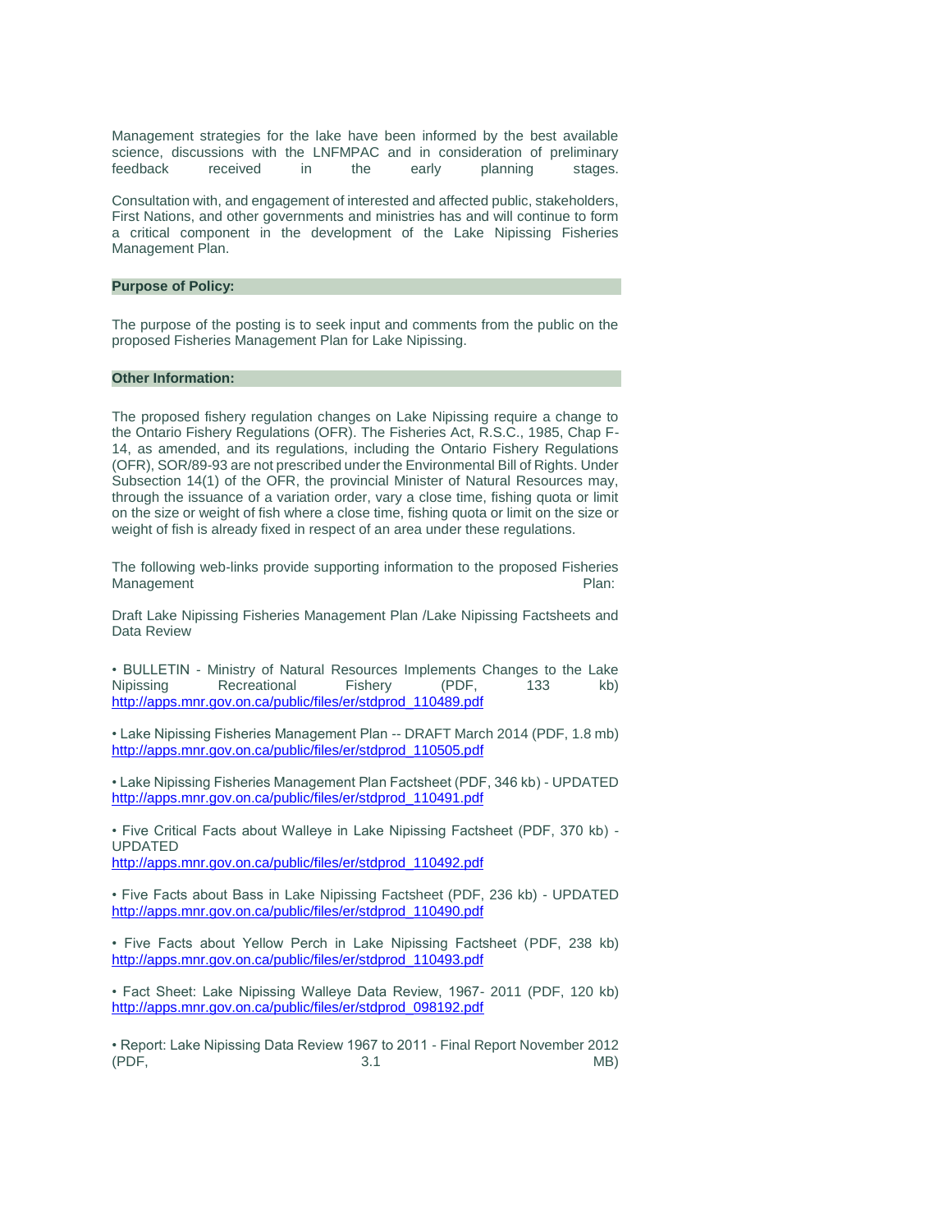Management strategies for the lake have been informed by the best available science, discussions with the LNFMPAC and in consideration of preliminary feedback received in the early planning stages.

Consultation with, and engagement of interested and affected public, stakeholders, First Nations, and other governments and ministries has and will continue to form a critical component in the development of the Lake Nipissing Fisheries Management Plan.

**Purpose of Policy:**

The purpose of the posting is to seek input and comments from the public on the proposed Fisheries Management Plan for Lake Nipissing.

**Other Information:**

The proposed fishery regulation changes on Lake Nipissing require a change to the Ontario Fishery Regulations (OFR). The Fisheries Act, R.S.C., 1985, Chap F-14, as amended, and its regulations, including the Ontario Fishery Regulations (OFR), SOR/89-93 are not prescribed under the Environmental Bill of Rights. Under Subsection 14(1) of the OFR, the provincial Minister of Natural Resources may, through the issuance of a variation order, vary a close time, fishing quota or limit on the size or weight of fish where a close time, fishing quota or limit on the size or weight of fish is already fixed in respect of an area under these regulations.

The following web-links provide supporting information to the proposed Fisheries Management Plan:

Draft Lake Nipissing Fisheries Management Plan /Lake Nipissing Factsheets and Data Review

• BULLETIN - Ministry of Natural Resources Implements Changes to the Lake Nipissing Recreational Fishery (PDF, 133 kb) http://apps.mnr.gov.on.ca/public/files/er/stdprod_110489.pdf

• Lake Nipissing Fisheries Management Plan -- DRAFT March 2014 (PDF, 1.8 mb) http://apps.mnr.gov.on.ca/public/files/er/stdprod_110505.pdf

• Lake Nipissing Fisheries Management Plan Factsheet (PDF, 346 kb) - UPDATED http://apps.mnr.gov.on.ca/public/files/er/stdprod_110491.pdf

• Five Critical Facts about Walleye in Lake Nipissing Factsheet (PDF, 370 kb) - UPDATED
http://apps.mnr.gov.on.ca/public/files/er/stdprod_110492.pdf

• Five Facts about Bass in Lake Nipissing Factsheet (PDF, 236 kb) - UPDATED http://apps.mnr.gov.on.ca/public/files/er/stdprod_110490.pdf

• Five Facts about Yellow Perch in Lake Nipissing Factsheet (PDF, 238 kb) http://apps.mnr.gov.on.ca/public/files/er/stdprod_110493.pdf

• Fact Sheet: Lake Nipissing Walleye Data Review, 1967- 2011 (PDF, 120 kb) http://apps.mnr.gov.on.ca/public/files/er/stdprod_098192.pdf

• Report: Lake Nipissing Data Review 1967 to 2011 - Final Report November 2012 (PDF, 3.1 MB)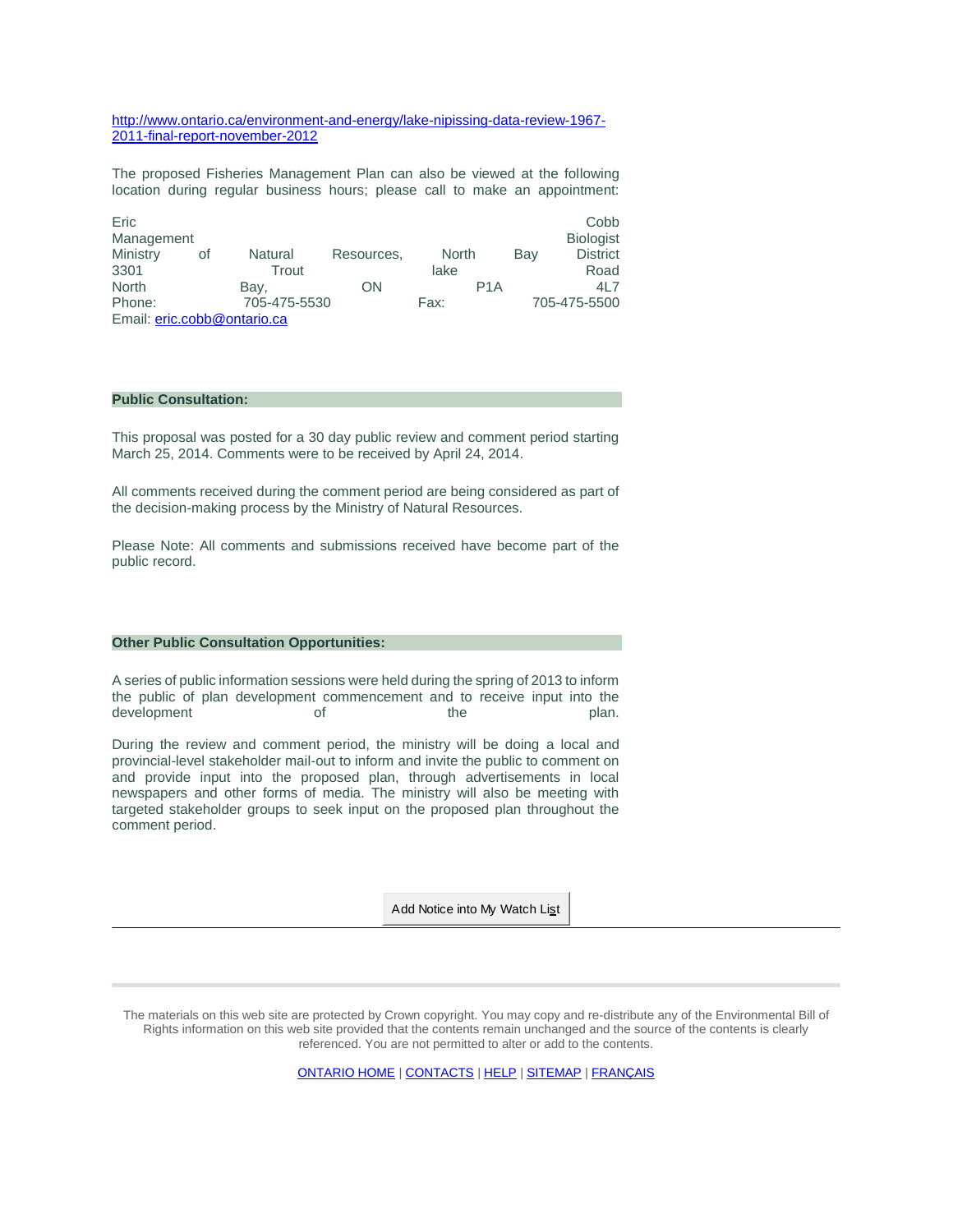http://www.ontario.ca/environment-and-energy/lake-nipissing-data-review-1967-2011-final-report-november-2012

The proposed Fisheries Management Plan can also be viewed at the following location during regular business hours; please call to make an appointment:

Eric Cobb
Management Biologist
Ministry of Natural Resources, North Bay District
3301 Trout lake Road
North Bay, ON P1A 4L7
Phone: 705-475-5530 Fax: 705-475-5500
Email: eric.cobb@ontario.ca

**Public Consultation:**

This proposal was posted for a 30 day public review and comment period starting March 25, 2014. Comments were to be received by April 24, 2014.

All comments received during the comment period are being considered as part of the decision-making process by the Ministry of Natural Resources.

Please Note: All comments and submissions received have become part of the public record.

**Other Public Consultation Opportunities:**

A series of public information sessions were held during the spring of 2013 to inform the public of plan development commencement and to receive input into the development of the plan.

During the review and comment period, the ministry will be doing a local and provincial-level stakeholder mail-out to inform and invite the public to comment on and provide input into the proposed plan, through advertisements in local newspapers and other forms of media. The ministry will also be meeting with targeted stakeholder groups to seek input on the proposed plan throughout the comment period.

Add Notice into My Watch List

---

The materials on this web site are protected by Crown copyright. You may copy and re-distribute any of the Environmental Bill of Rights information on this web site provided that the contents remain unchanged and the source of the contents is clearly referenced. You are not permitted to alter or add to the contents.

ONTARIO HOME | CONTACTS | HELP | SITEMAP | FRANÇAIS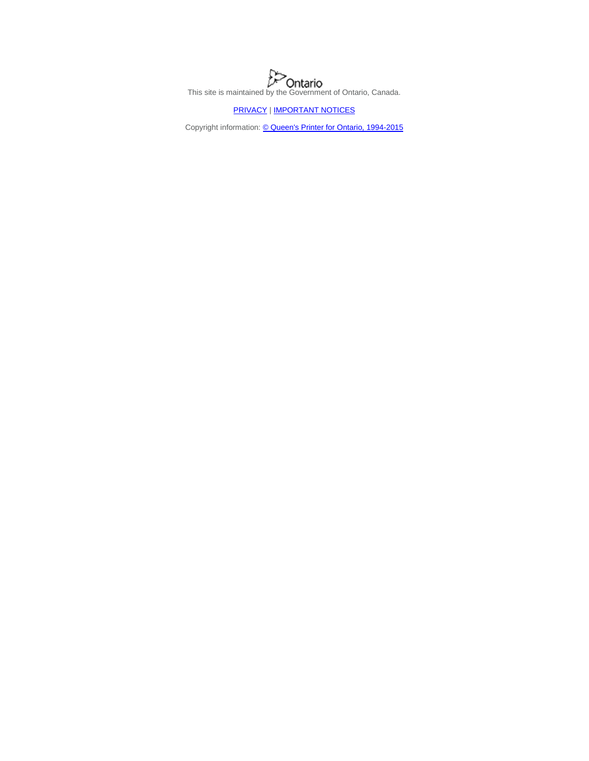Ontario

This site is maintained by the Government of Ontario, Canada.

PRIVACY | IMPORTANT NOTICES

Copyright information: © Queen's Printer for Ontario, 1994-2015